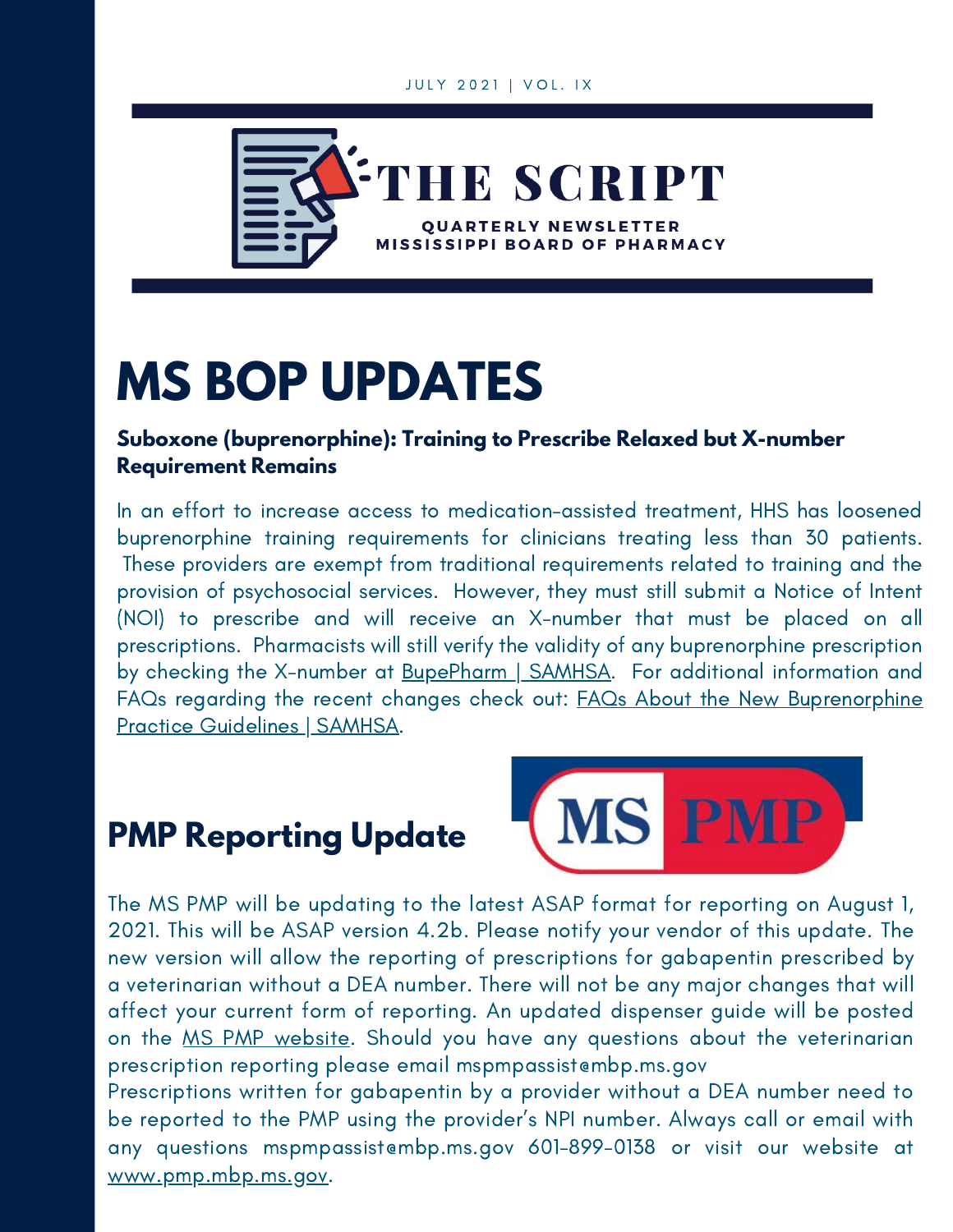JULY 2021 | VOL. IX

# THE SCRIPT

**QUARTERLY NEWSLETTER**
**MISSISSIPPI BOARD OF PHARMACY**

# MS BOP UPDATES

### Suboxone (buprenorphine): Training to Prescribe Relaxed but X-number Requirement Remains

In an effort to increase access to medication-assisted treatment, HHS has loosened buprenorphine training requirements for clinicians treating less than 30 patients. These providers are exempt from traditional requirements related to training and the provision of psychosocial services. However, they must still submit a Notice of Intent (NOI) to prescribe and will receive an X-number that must be placed on all prescriptions. Pharmacists will still verify the validity of any buprenorphine prescription by checking the X-number at BupePharm | SAMHSA. For additional information and FAQs regarding the recent changes check out: FAQs About the New Buprenorphine Practice Guidelines | SAMHSA.

## PMP Reporting Update

MS PMP

The MS PMP will be updating to the latest ASAP format for reporting on August 1, 2021. This will be ASAP version 4.2b. Please notify your vendor of this update. The new version will allow the reporting of prescriptions for gabapentin prescribed by a veterinarian without a DEA number. There will not be any major changes that will affect your current form of reporting. An updated dispenser guide will be posted on the MS PMP website. Should you have any questions about the veterinarian prescription reporting please email mspmpassist@mbp.ms.gov

Prescriptions written for gabapentin by a provider without a DEA number need to be reported to the PMP using the provider's NPI number. Always call or email with any questions mspmpassist@mbp.ms.gov 601-899-0138 or visit our website at www.pmp.mbp.ms.gov.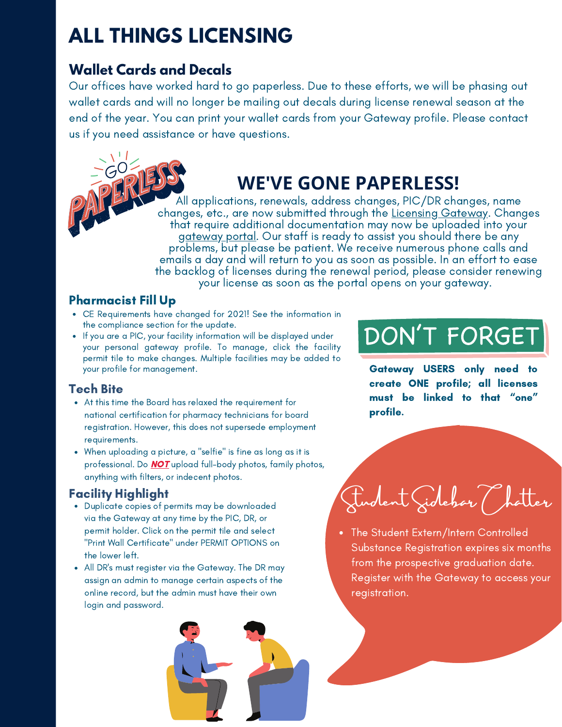# ALL THINGS LICENSING

## Wallet Cards and Decals

Our offices have worked hard to go paperless. Due to these efforts, we will be phasing out wallet cards and will no longer be mailing out decals during license renewal season at the end of the year. You can print your wallet cards from your Gateway profile. Please contact us if you need assistance or have questions.

GO PAPERLESS

## WE'VE GONE PAPERLESS!

All applications, renewals, address changes, PIC/DR changes, name changes, etc., are now submitted through the Licensing Gateway. Changes that require additional documentation may now be uploaded into your gateway portal. Our staff is ready to assist you should there be any problems, but please be patient. We receive numerous phone calls and emails a day and will return to you as soon as possible. In an effort to ease the backlog of licenses during the renewal period, please consider renewing your license as soon as the portal opens on your gateway.

### Pharmacist Fill Up

- CE Requirements have changed for 2021! See the information in the compliance section for the update.
- If you are a PIC, your facility information will be displayed under your personal gateway profile. To manage, click the facility permit tile to make changes. Multiple facilities may be added to your profile for management.

### Tech Bite

- At this time the Board has relaxed the requirement for national certification for pharmacy technicians for board registration. However, this does not supersede employment requirements.
- When uploading a picture, a "selfie" is fine as long as it is professional. Do ***NOT*** upload full-body photos, family photos, anything with filters, or indecent photos.

### Facility Highlight

- Duplicate copies of permits may be downloaded via the Gateway at any time by the PIC, DR, or permit holder. Click on the permit tile and select "Print Wall Certificate" under PERMIT OPTIONS on the lower left.
- All DR's must register via the Gateway. The DR may assign an admin to manage certain aspects of the online record, but the admin must have their own login and password.

## DON'T FORGET

**Gateway USERS only need to create ONE profile; all licenses must be linked to that "one" profile.**

## Student Sidebar Chatter

- The Student Extern/Intern Controlled Substance Registration expires six months from the prospective graduation date. Register with the Gateway to access your registration.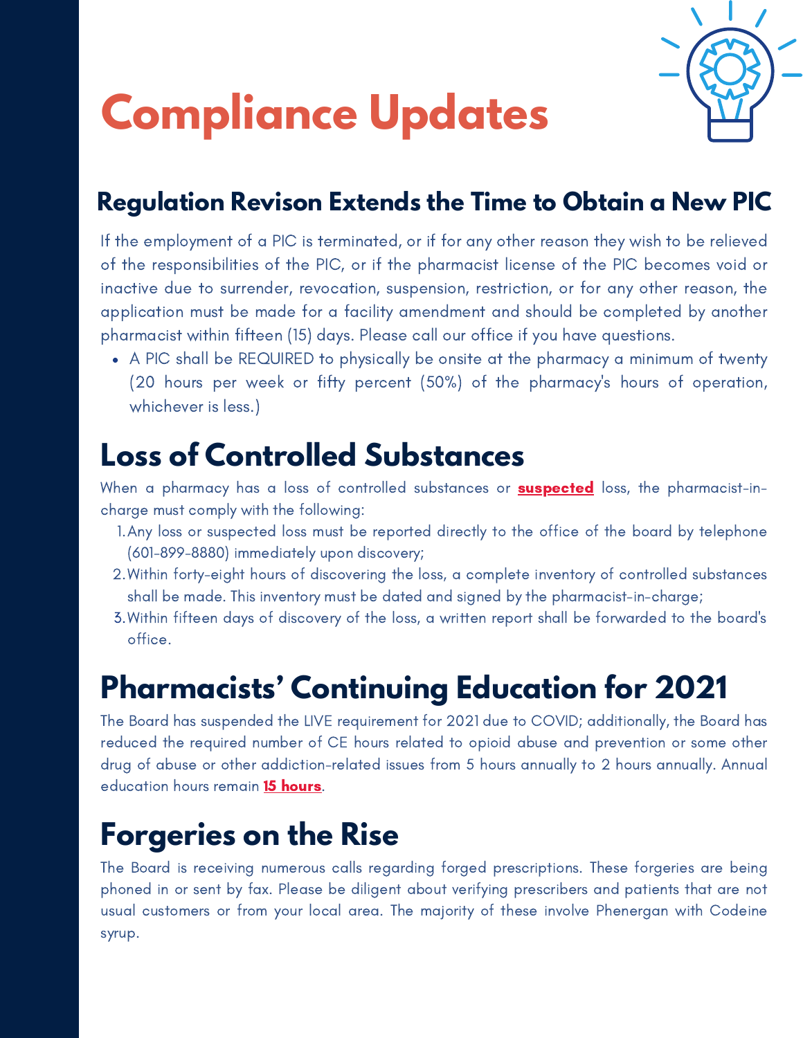# Compliance Updates

## Regulation Revison Extends the Time to Obtain a New PIC

If the employment of a PIC is terminated, or if for any other reason they wish to be relieved of the responsibilities of the PIC, or if the pharmacist license of the PIC becomes void or inactive due to surrender, revocation, suspension, restriction, or for any other reason, the application must be made for a facility amendment and should be completed by another pharmacist within fifteen (15) days. Please call our office if you have questions.

- A PIC shall be REQUIRED to physically be onsite at the pharmacy a minimum of twenty (20 hours per week or fifty percent (50%) of the pharmacy's hours of operation, whichever is less.)

## Loss of Controlled Substances

When a pharmacy has a loss of controlled substances or **suspected** loss, the pharmacist-in-charge must comply with the following:

1. Any loss or suspected loss must be reported directly to the office of the board by telephone (601-899-8880) immediately upon discovery;
2. Within forty-eight hours of discovering the loss, a complete inventory of controlled substances shall be made. This inventory must be dated and signed by the pharmacist-in-charge;
3. Within fifteen days of discovery of the loss, a written report shall be forwarded to the board's office.

## Pharmacists' Continuing Education for 2021

The Board has suspended the LIVE requirement for 2021 due to COVID; additionally, the Board has reduced the required number of CE hours related to opioid abuse and prevention or some other drug of abuse or other addiction-related issues from 5 hours annually to 2 hours annually. Annual education hours remain **15 hours**.

## Forgeries on the Rise

The Board is receiving numerous calls regarding forged prescriptions. These forgeries are being phoned in or sent by fax. Please be diligent about verifying prescribers and patients that are not usual customers or from your local area. The majority of these involve Phenergan with Codeine syrup.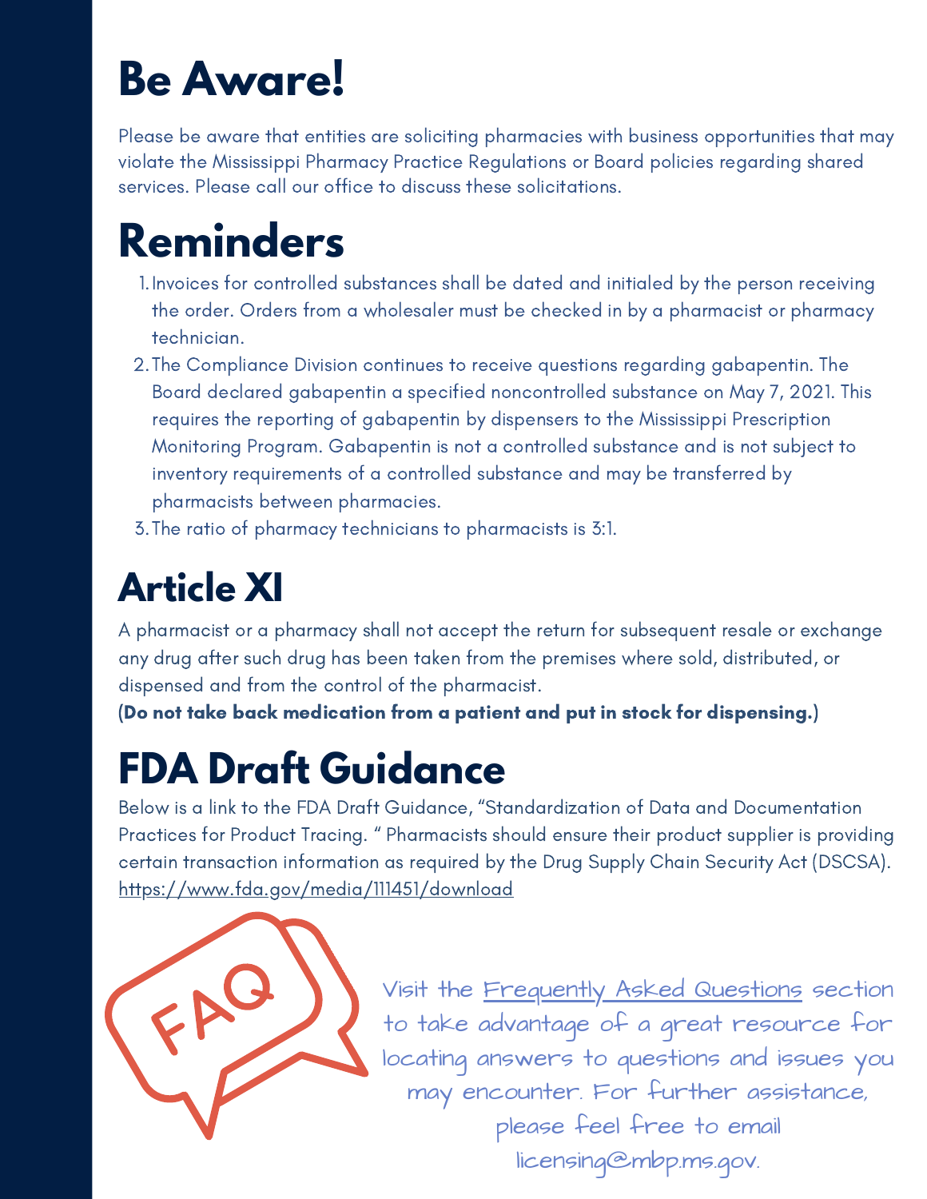# Be Aware!

Please be aware that entities are soliciting pharmacies with business opportunities that may violate the Mississippi Pharmacy Practice Regulations or Board policies regarding shared services. Please call our office to discuss these solicitations.

# Reminders

1. Invoices for controlled substances shall be dated and initialed by the person receiving the order. Orders from a wholesaler must be checked in by a pharmacist or pharmacy technician.
2. The Compliance Division continues to receive questions regarding gabapentin. The Board declared gabapentin a specified noncontrolled substance on May 7, 2021. This requires the reporting of gabapentin by dispensers to the Mississippi Prescription Monitoring Program. Gabapentin is not a controlled substance and is not subject to inventory requirements of a controlled substance and may be transferred by pharmacists between pharmacies.
3. The ratio of pharmacy technicians to pharmacists is 3:1.

# Article XI

A pharmacist or a pharmacy shall not accept the return for subsequent resale or exchange any drug after such drug has been taken from the premises where sold, distributed, or dispensed and from the control of the pharmacist.

**(Do not take back medication from a patient and put in stock for dispensing.)**

# FDA Draft Guidance

Below is a link to the FDA Draft Guidance, "Standardization of Data and Documentation Practices for Product Tracing. " Pharmacists should ensure their product supplier is providing certain transaction information as required by the Drug Supply Chain Security Act (DSCSA).
https://www.fda.gov/media/111451/download

FAQ

Visit the Frequently Asked Questions section to take advantage of a great resource for locating answers to questions and issues you may encounter. For further assistance, please feel free to email licensing@mbp.ms.gov.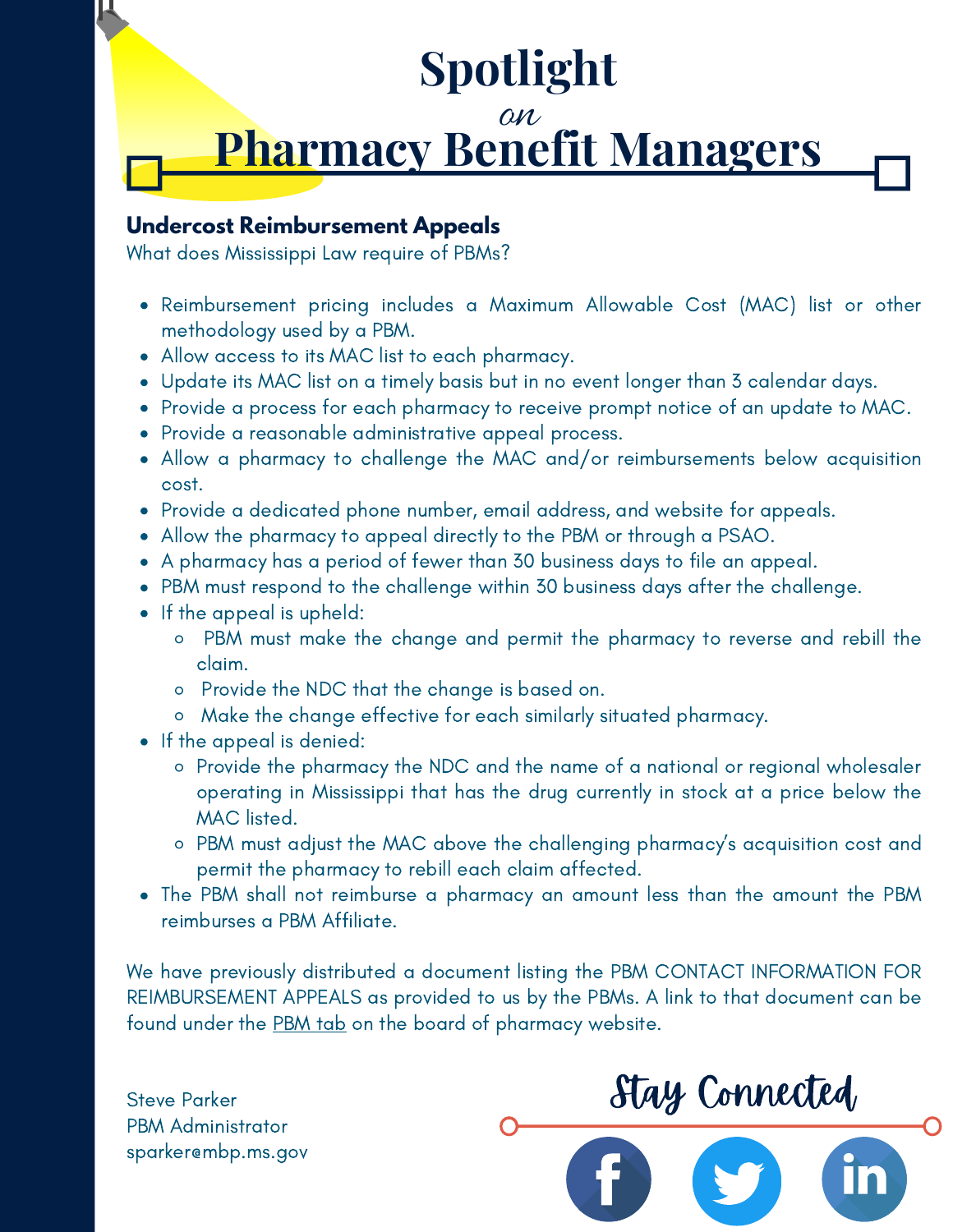# Spotlight *on* Pharmacy Benefit Managers

**Undercost Reimbursement Appeals**

What does Mississippi Law require of PBMs?

- Reimbursement pricing includes a Maximum Allowable Cost (MAC) list or other methodology used by a PBM.
- Allow access to its MAC list to each pharmacy.
- Update its MAC list on a timely basis but in no event longer than 3 calendar days.
- Provide a process for each pharmacy to receive prompt notice of an update to MAC.
- Provide a reasonable administrative appeal process.
- Allow a pharmacy to challenge the MAC and/or reimbursements below acquisition cost.
- Provide a dedicated phone number, email address, and website for appeals.
- Allow the pharmacy to appeal directly to the PBM or through a PSAO.
- A pharmacy has a period of fewer than 30 business days to file an appeal.
- PBM must respond to the challenge within 30 business days after the challenge.
- If the appeal is upheld:
  - PBM must make the change and permit the pharmacy to reverse and rebill the claim.
  - Provide the NDC that the change is based on.
  - Make the change effective for each similarly situated pharmacy.
- If the appeal is denied:
  - Provide the pharmacy the NDC and the name of a national or regional wholesaler operating in Mississippi that has the drug currently in stock at a price below the MAC listed.
  - PBM must adjust the MAC above the challenging pharmacy's acquisition cost and permit the pharmacy to rebill each claim affected.
- The PBM shall not reimburse a pharmacy an amount less than the amount the PBM reimburses a PBM Affiliate.

We have previously distributed a document listing the PBM CONTACT INFORMATION FOR REIMBURSEMENT APPEALS as provided to us by the PBMs. A link to that document can be found under the PBM tab on the board of pharmacy website.

Steve Parker
PBM Administrator
sparker@mbp.ms.gov

Stay Connected